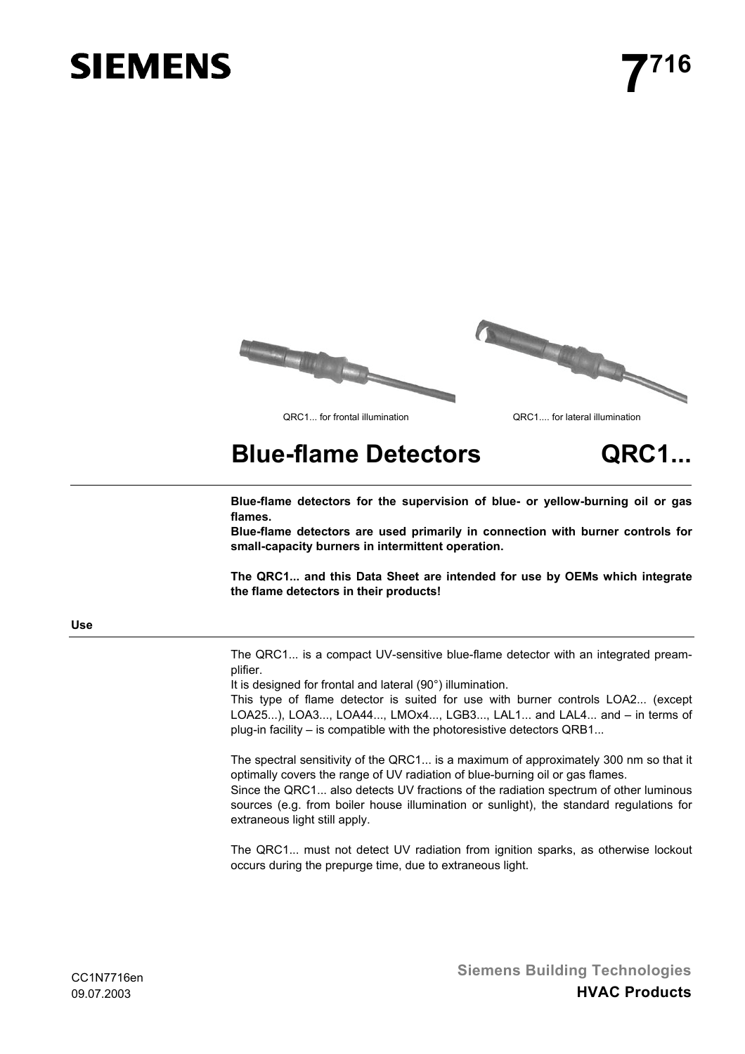SIEMENS

# 7716

QRC1... for frontal illumination

QRC1.... for lateral illumination

# Blue-flame Detectors QRC1...

**Blue-flame detectors for the supervision of blue- or yellow-burning oil or gas flames.**
**Blue-flame detectors are used primarily in connection with burner controls for small-capacity burners in intermittent operation.**

**The QRC1... and this Data Sheet are intended for use by OEMs which integrate the flame detectors in their products!**

## Use

The QRC1... is a compact UV-sensitive blue-flame detector with an integrated preamplifier.
It is designed for frontal and lateral (90°) illumination.
This type of flame detector is suited for use with burner controls LOA2... (except LOA25...), LOA3..., LOA44..., LMOx4..., LGB3..., LAL1... and LAL4... and – in terms of plug-in facility – is compatible with the photoresistive detectors QRB1...

The spectral sensitivity of the QRC1... is a maximum of approximately 300 nm so that it optimally covers the range of UV radiation of blue-burning oil or gas flames.
Since the QRC1... also detects UV fractions of the radiation spectrum of other luminous sources (e.g. from boiler house illumination or sunlight), the standard regulations for extraneous light still apply.

The QRC1... must not detect UV radiation from ignition sparks, as otherwise lockout occurs during the prepurge time, due to extraneous light.

CC1N7716en
09.07.2003

Siemens Building Technologies
HVAC Products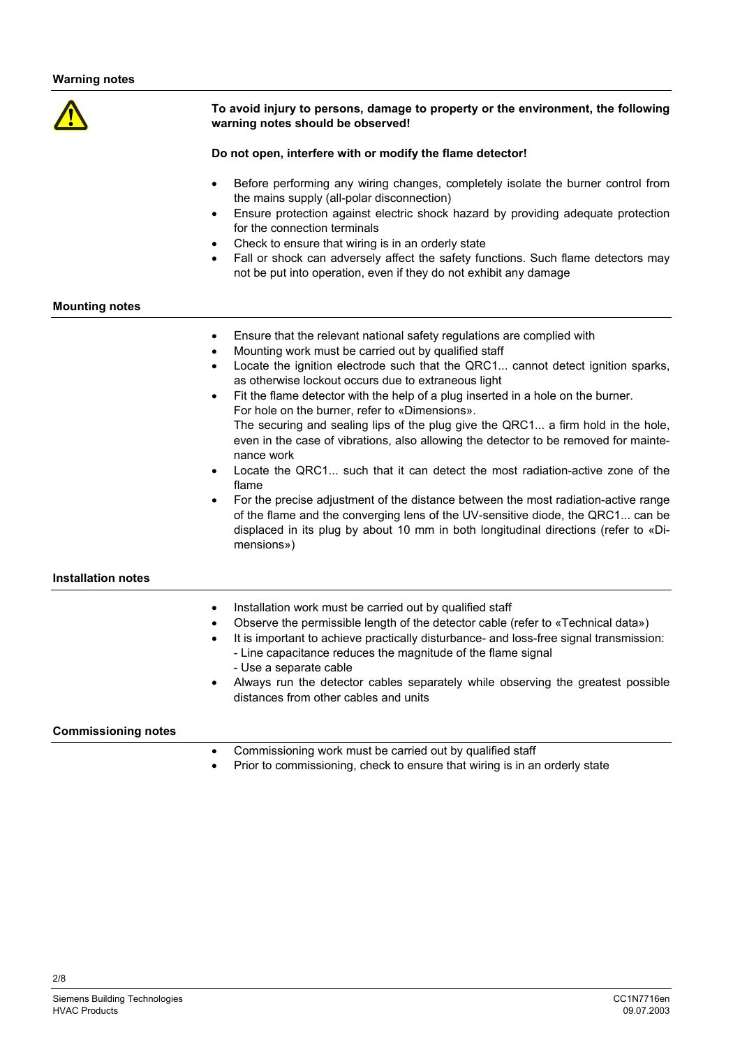## Warning notes

**To avoid injury to persons, damage to property or the environment, the following warning notes should be observed!**

**Do not open, interfere with or modify the flame detector!**

- Before performing any wiring changes, completely isolate the burner control from the mains supply (all-polar disconnection)
- Ensure protection against electric shock hazard by providing adequate protection for the connection terminals
- Check to ensure that wiring is in an orderly state
- Fall or shock can adversely affect the safety functions. Such flame detectors may not be put into operation, even if they do not exhibit any damage

## Mounting notes

- Ensure that the relevant national safety regulations are complied with
- Mounting work must be carried out by qualified staff
- Locate the ignition electrode such that the QRC1... cannot detect ignition sparks, as otherwise lockout occurs due to extraneous light
- Fit the flame detector with the help of a plug inserted in a hole on the burner.
  For hole on the burner, refer to «Dimensions».
  The securing and sealing lips of the plug give the QRC1... a firm hold in the hole, even in the case of vibrations, also allowing the detector to be removed for maintenance work
- Locate the QRC1... such that it can detect the most radiation-active zone of the flame
- For the precise adjustment of the distance between the most radiation-active range of the flame and the converging lens of the UV-sensitive diode, the QRC1... can be displaced in its plug by about 10 mm in both longitudinal directions (refer to «Dimensions»)

## Installation notes

- Installation work must be carried out by qualified staff
- Observe the permissible length of the detector cable (refer to «Technical data»)
- It is important to achieve practically disturbance- and loss-free signal transmission:
  - Line capacitance reduces the magnitude of the flame signal
  - Use a separate cable
- Always run the detector cables separately while observing the greatest possible distances from other cables and units

## Commissioning notes

- Commissioning work must be carried out by qualified staff
- Prior to commissioning, check to ensure that wiring is in an orderly state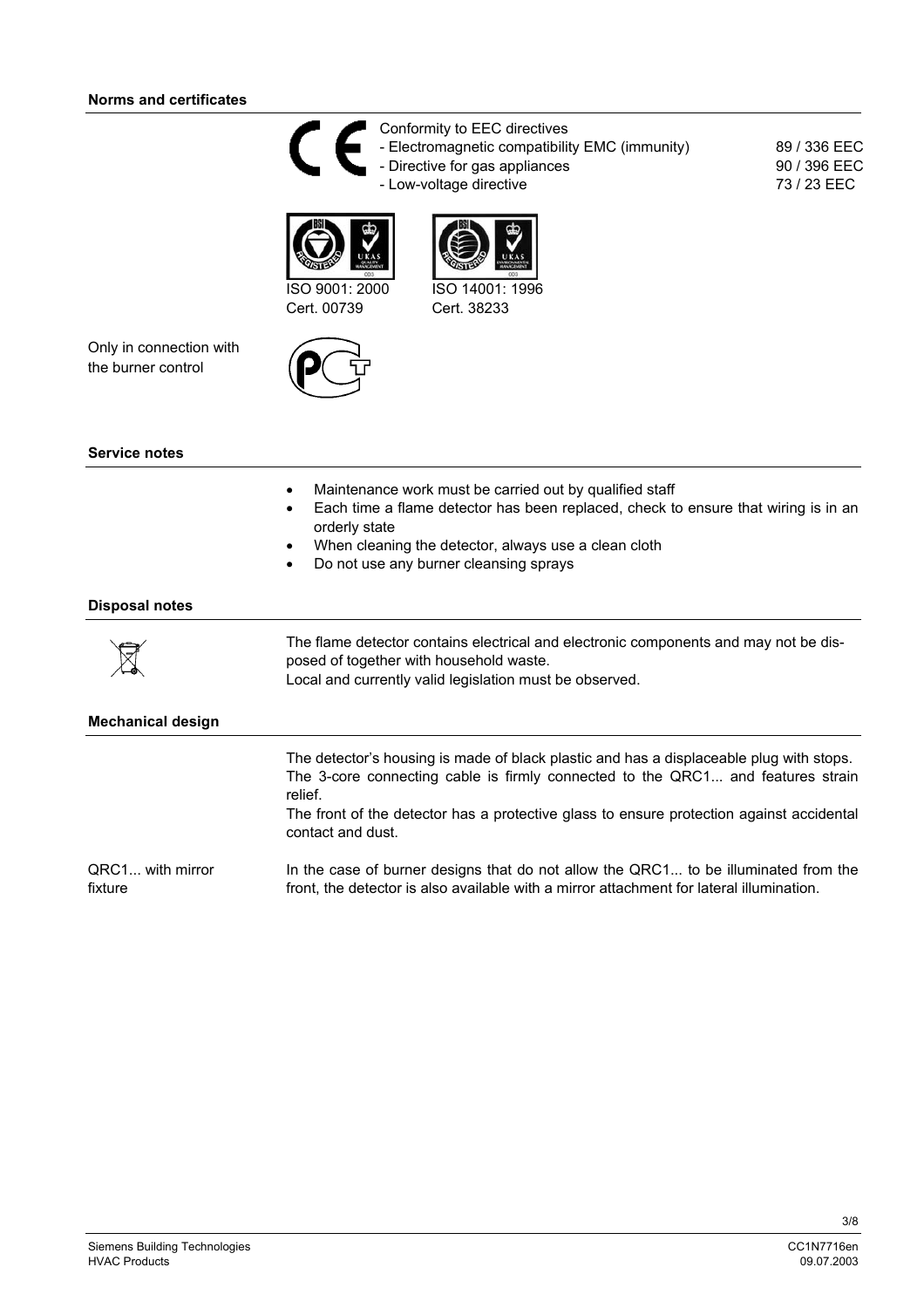## Norms and certificates

Conformity to EEC directives

| | |
|---|---|
| - Electromagnetic compatibility EMC (immunity) | 89 / 336 EEC |
| - Directive for gas appliances | 90 / 396 EEC |
| - Low-voltage directive | 73 / 23 EEC |

ISO 9001: 2000
Cert. 00739

ISO 14001: 1996
Cert. 38233

Only in connection with the burner control

## Service notes

- Maintenance work must be carried out by qualified staff
- Each time a flame detector has been replaced, check to ensure that wiring is in an orderly state
- When cleaning the detector, always use a clean cloth
- Do not use any burner cleansing sprays

## Disposal notes

The flame detector contains electrical and electronic components and may not be disposed of together with household waste.
Local and currently valid legislation must be observed.

## Mechanical design

The detector's housing is made of black plastic and has a displaceable plug with stops. The 3-core connecting cable is firmly connected to the QRC1... and features strain relief.
The front of the detector has a protective glass to ensure protection against accidental contact and dust.

**QRC1... with mirror fixture**

In the case of burner designs that do not allow the QRC1... to be illuminated from the front, the detector is also available with a mirror attachment for lateral illumination.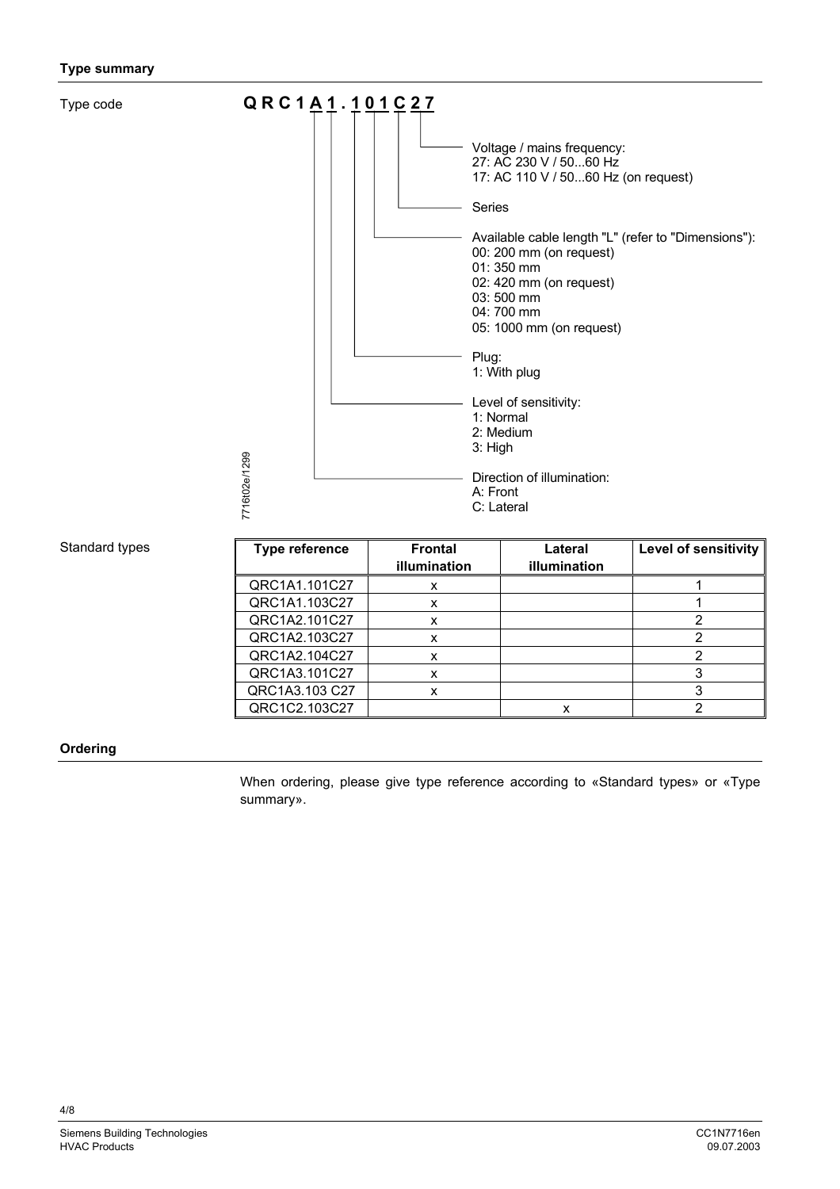## Type summary

Type code

**Q R C 1 A 1 . 1 0 1 C 2 7**

- Voltage / mains frequency:
  - 27: AC 230 V / 50...60 Hz
  - 17: AC 110 V / 50...60 Hz (on request)
- Series
- Available cable length "L" (refer to "Dimensions"):
  - 00: 200 mm (on request)
  - 01: 350 mm
  - 02: 420 mm (on request)
  - 03: 500 mm
  - 04: 700 mm
  - 05: 1000 mm (on request)
- Plug:
  - 1: With plug
- Level of sensitivity:
  - 1: Normal
  - 2: Medium
  - 3: High
- Direction of illumination:
  - A: Front
  - C: Lateral

7716t02e/1299

Standard types

| Type reference | Frontal illumination | Lateral illumination | Level of sensitivity |
|---|---|---|---|
| QRC1A1.101C27 | x | | 1 |
| QRC1A1.103C27 | x | | 1 |
| QRC1A2.101C27 | x | | 2 |
| QRC1A2.103C27 | x | | 2 |
| QRC1A2.104C27 | x | | 2 |
| QRC1A3.101C27 | x | | 3 |
| QRC1A3.103 C27 | x | | 3 |
| QRC1C2.103C27 | | x | 2 |

## Ordering

When ordering, please give type reference according to «Standard types» or «Type summary».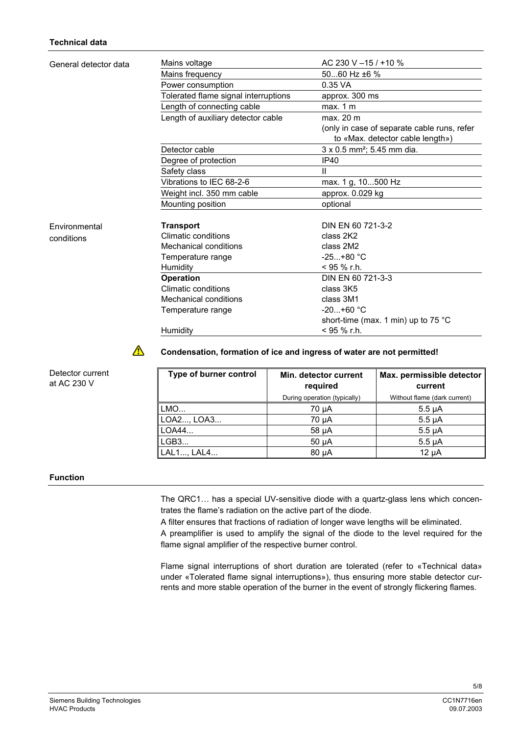## Technical data

**General detector data**

| | |
|---|---|
| Mains voltage | AC 230 V –15 / +10 % |
| Mains frequency | 50...60 Hz ±6 % |
| Power consumption | 0.35 VA |
| Tolerated flame signal interruptions | approx. 300 ms |
| Length of connecting cable | max. 1 m |
| Length of auxiliary detector cable | max. 20 m (only in case of separate cable runs, refer to «Max. detector cable length») |
| Detector cable | 3 x 0.5 mm²; 5.45 mm dia. |
| Degree of protection | IP40 |
| Safety class | II |
| Vibrations to IEC 68-2-6 | max. 1 g, 10...500 Hz |
| Weight incl. 350 mm cable | approx. 0.029 kg |
| Mounting position | optional |

**Environmental conditions**

| | |
|---|---|
| **Transport** | DIN EN 60 721-3-2 |
| Climatic conditions | class 2K2 |
| Mechanical conditions | class 2M2 |
| Temperature range | -25...+80 °C |
| Humidity | < 95 % r.h. |
| **Operation** | DIN EN 60 721-3-3 |
| Climatic conditions | class 3K5 |
| Mechanical conditions | class 3M1 |
| Temperature range | -20...+60 °C<br>short-time (max. 1 min) up to 75 °C |
| Humidity | < 95 % r.h. |

⚠ **Condensation, formation of ice and ingress of water are not permitted!**

**Detector current at AC 230 V**

| Type of burner control | Min. detector current required<br>During operation (typically) | Max. permissible detector current<br>Without flame (dark current) |
|---|---|---|
| LMO... | 70 µA | 5.5 µA |
| LOA2..., LOA3... | 70 µA | 5.5 µA |
| LOA44... | 58 µA | 5.5 µA |
| LGB3... | 50 µA | 5.5 µA |
| LAL1..., LAL4... | 80 µA | 12 µA |

## Function

The QRC1… has a special UV-sensitive diode with a quartz-glass lens which concentrates the flame's radiation on the active part of the diode.
A filter ensures that fractions of radiation of longer wave lengths will be eliminated.
A preamplifier is used to amplify the signal of the diode to the level required for the flame signal amplifier of the respective burner control.

Flame signal interruptions of short duration are tolerated (refer to «Technical data» under «Tolerated flame signal interruptions»), thus ensuring more stable detector currents and more stable operation of the burner in the event of strongly flickering flames.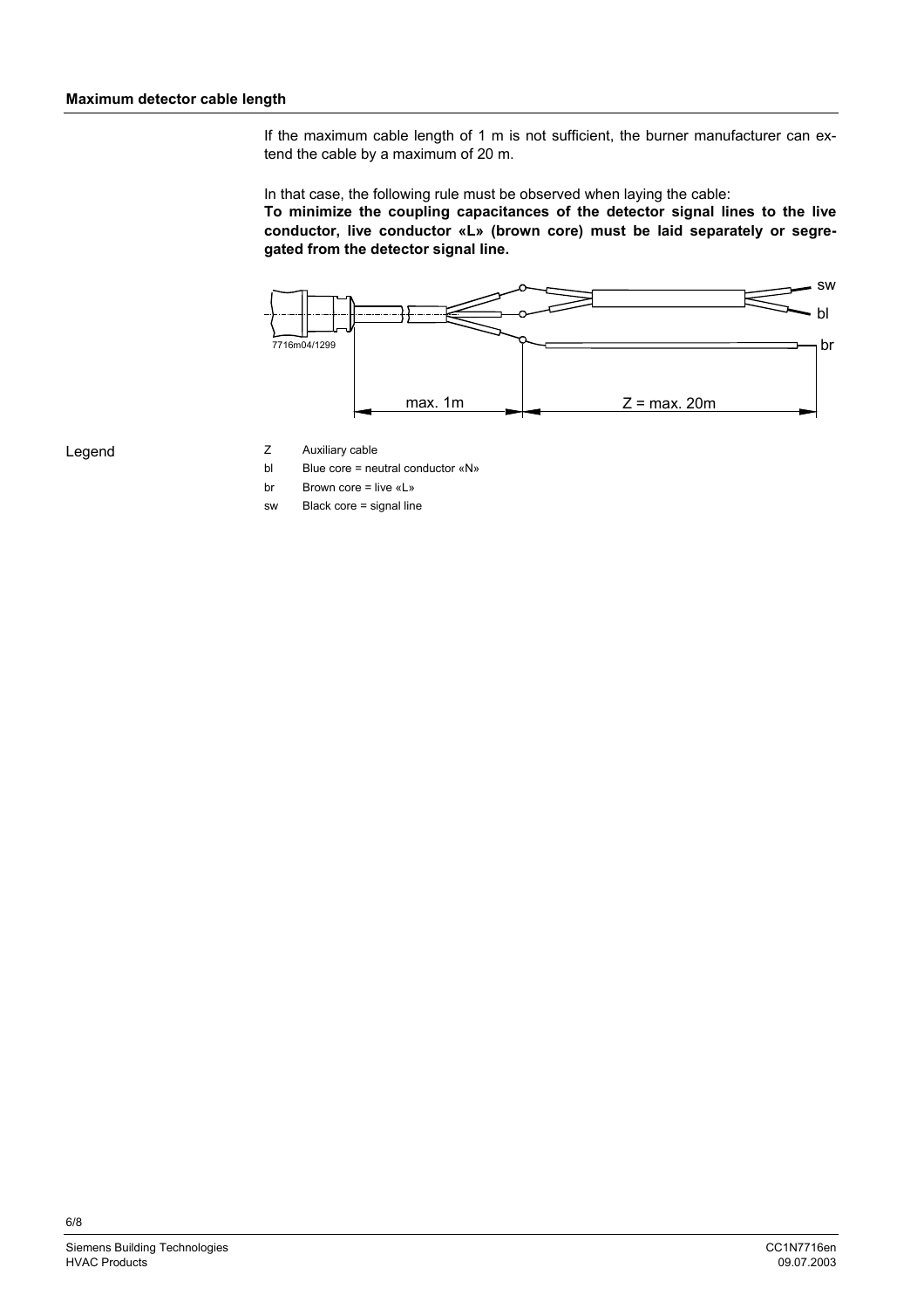## Maximum detector cable length

If the maximum cable length of 1 m is not sufficient, the burner manufacturer can extend the cable by a maximum of 20 m.

In that case, the following rule must be observed when laying the cable:
**To minimize the coupling capacitances of the detector signal lines to the live conductor, live conductor «L» (brown core) must be laid separately or segregated from the detector signal line.**

7716m04/1299

max. 1m    Z = max. 20m

sw
bl
br

Legend

| | |
|---|---|
| Z | Auxiliary cable |
| bl | Blue core = neutral conductor «N» |
| br | Brown core = live «L» |
| sw | Black core = signal line |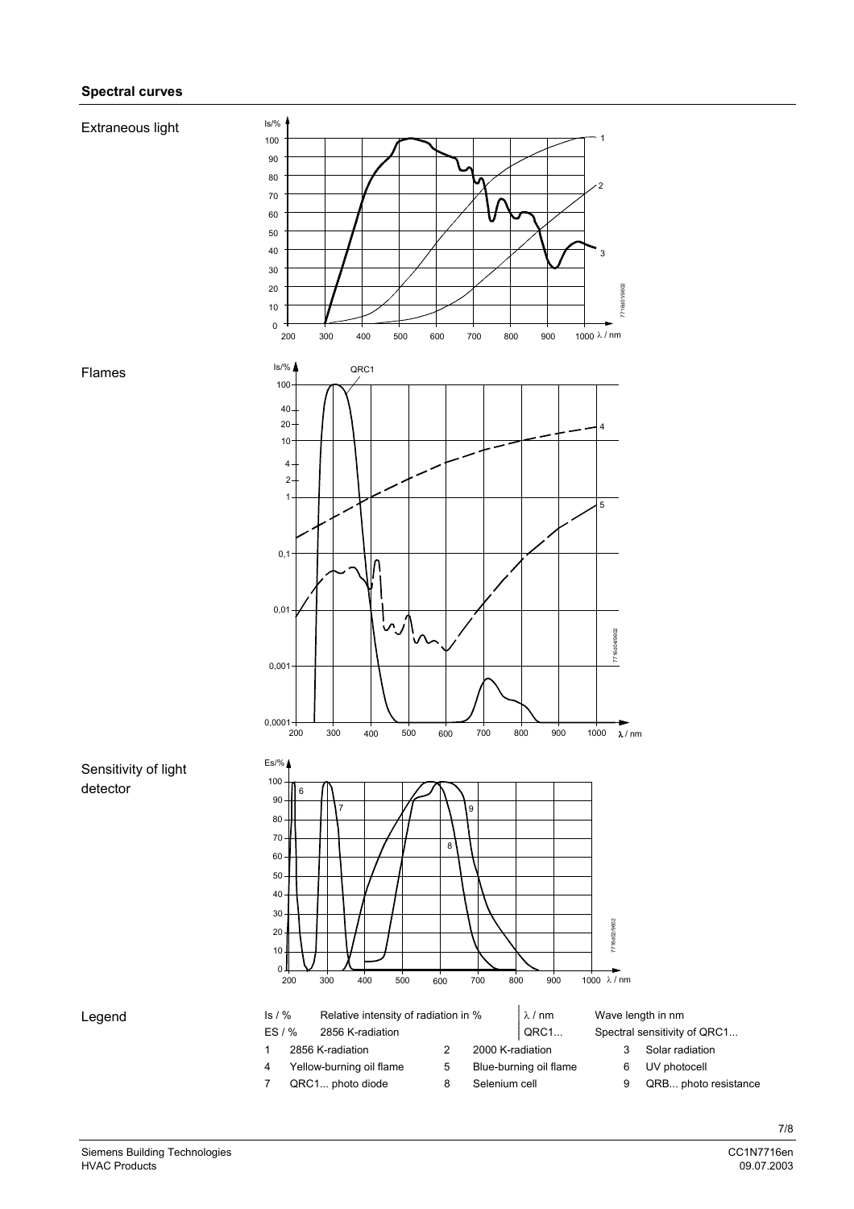### Spectral curves

Extraneous light

Flames

Sensitivity of light detector

Legend

| | | | | | |
|---|---|---|---|---|---|
| Is / % | Relative intensity of radiation in % | | λ / nm | Wave length in nm | |
| ES / % | 2856 K-radiation | | QRC1... | Spectral sensitivity of QRC1... | |
| 1 | 2856 K-radiation | 2 | 2000 K-radiation | 3 | Solar radiation |
| 4 | Yellow-burning oil flame | 5 | Blue-burning oil flame | 6 | UV photocell |
| 7 | QRC1... photo diode | 8 | Selenium cell | 9 | QRB... photo resistance |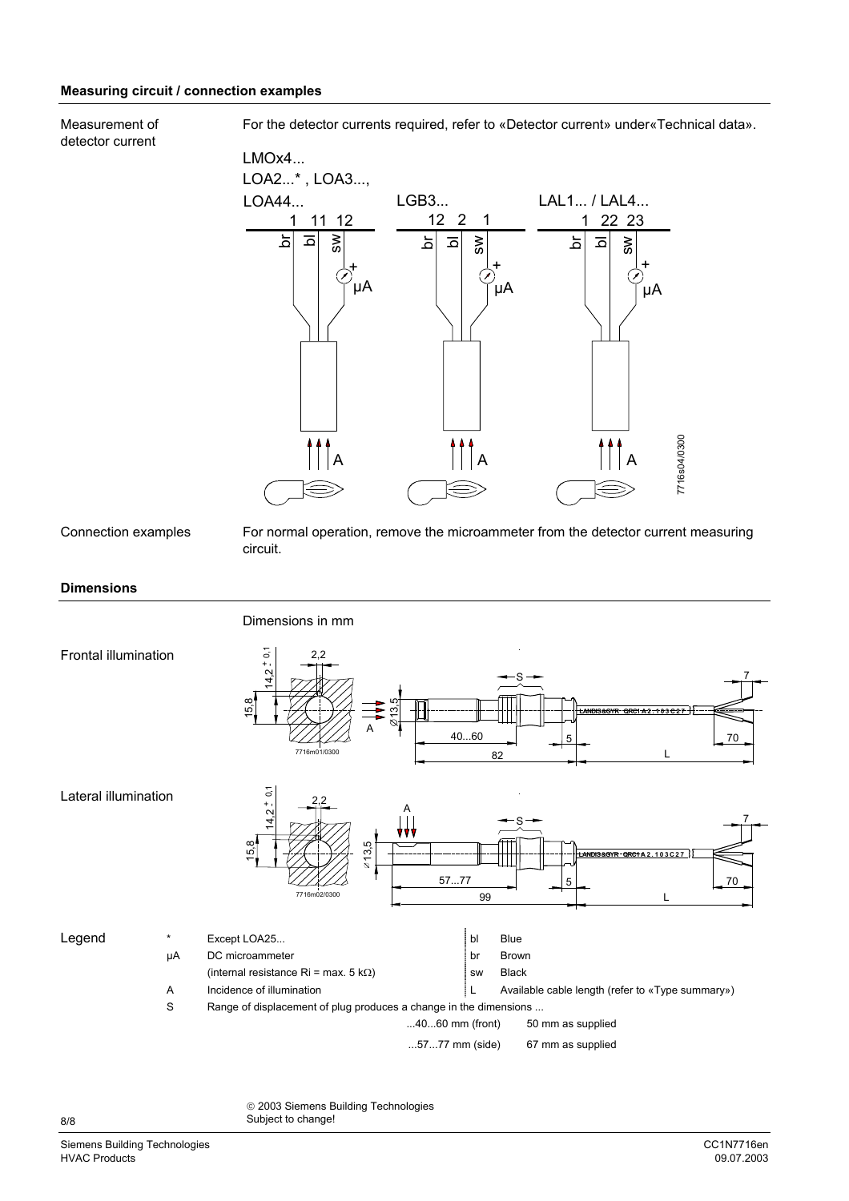## Measuring circuit / connection examples

Measurement of detector current

For the detector currents required, refer to «Detector current» under«Technical data».

LMOx4...
LOA2...* , LOA3...,
LOA44...

1 11 12

br bl sw

µA

LGB3...

12 2 1

br bl sw

µA

LAL1... / LAL4...

1 22 23

br bl sw

µA

A

7716s04/0300

Connection examples

For normal operation, remove the microammeter from the detector current measuring circuit.

## Dimensions

Dimensions in mm

Frontal illumination

14,2 ± 0,1
2,2
15,8
Ø13,5
A
S
7
40...60
5
70
82
L
7716m01/0300

Lateral illumination

14,2 ± 0,1
2,2
A
S
7
15,8
Ø13,5
57...77
5
70
99
L
7716m02/0300

Legend

| | | | |
|---|---|---|---|
| * | Except LOA25... | bl | Blue |
| µA | DC microammeter (internal resistance Ri = max. 5 kΩ) | br | Brown |
| | | sw | Black |
| A | Incidence of illumination | L | Available cable length (refer to «Type summary») |
| S | Range of displacement of plug produces a change in the dimensions ... | | |
| | ...40...60 mm (front) | 50 mm as supplied | |
| | ...57...77 mm (side) | 67 mm as supplied | |

© 2003 Siemens Building Technologies
Subject to change!